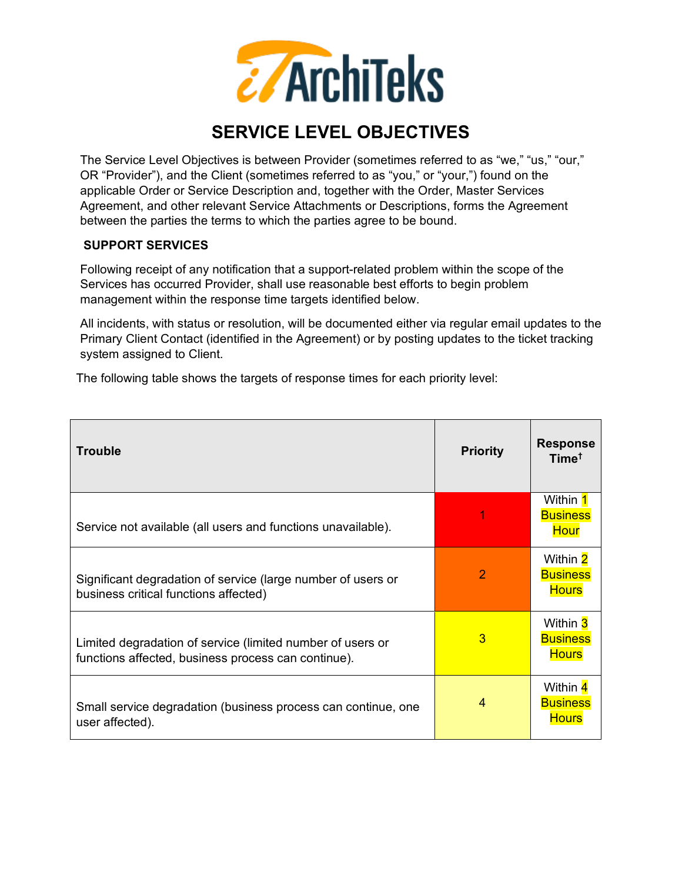# SERVICE LEVEL OBJECTIVES

The Service Level Objectives is between Provider (sometimes referred to as "we," "us," "our," OR "Provider"), and the Client (sometimes referred to as "you," or "your,") found on the applicable Order or Service Description and, together with the Order, Master Services Agreement, and other relevant Service Attachments or Descriptions, forms the Agreement between the parties the terms to which the parties agree to be bound.

## SUPPORT SERVICES

Following receipt of any notification that a support-related problem within the scope of the Services has occurred Provider, shall use reasonable best efforts to begin problem management within the response time targets identified below.

All incidents, with status or resolution, will be documented either via regular email updates to the Primary Client Contact (identified in the Agreement) or by posting updates to the ticket tracking system assigned to Client.

The following table shows the targets of response times for each priority level:

| Trouble | Priority | Response Time† |
|---|---|---|
| Service not available (all users and functions unavailable). | 1 | Within 1 Business Hour |
| Significant degradation of service (large number of users or business critical functions affected) | 2 | Within 2 Business Hours |
| Limited degradation of service (limited number of users or functions affected, business process can continue). | 3 | Within 3 Business Hours |
| Small service degradation (business process can continue, one user affected). | 4 | Within 4 Business Hours |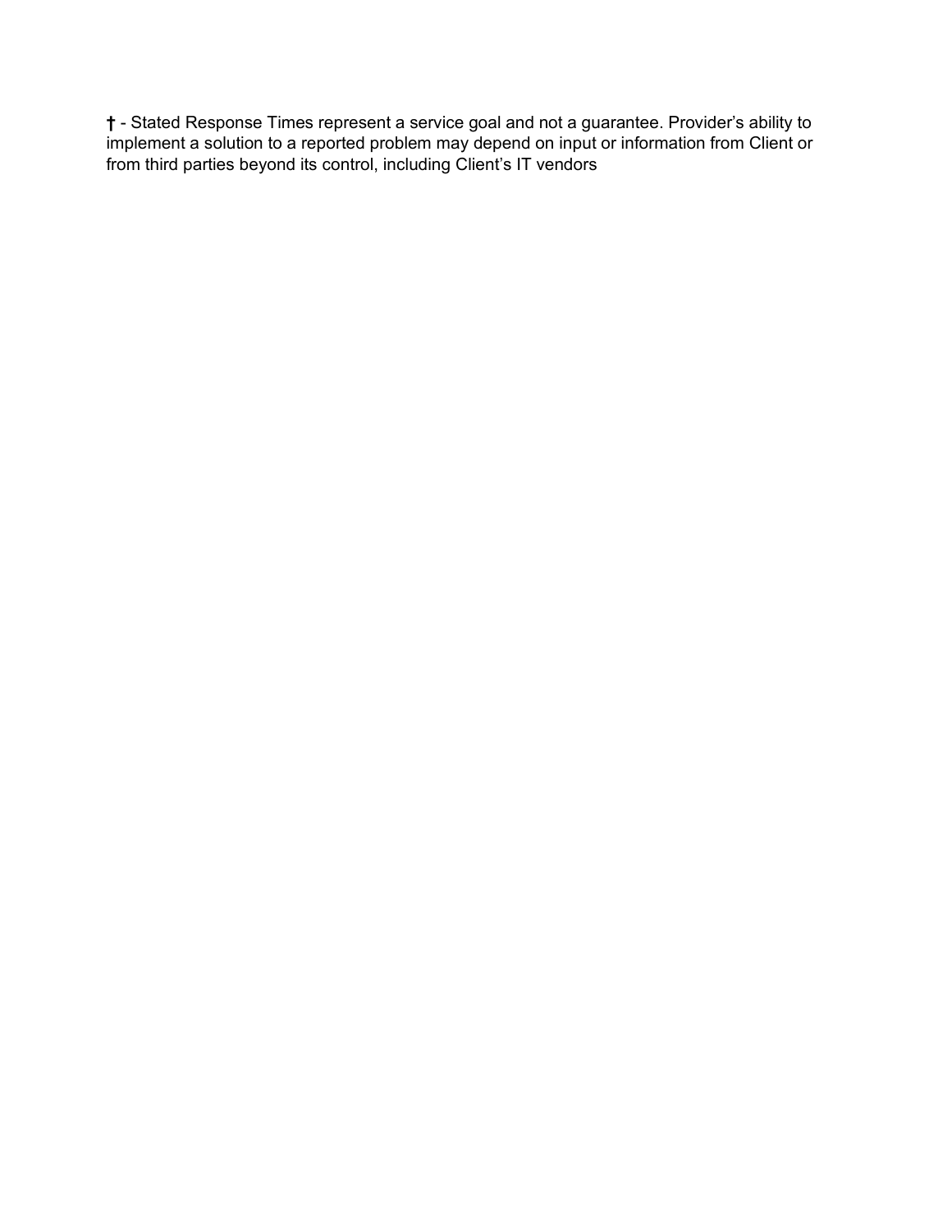**†** - Stated Response Times represent a service goal and not a guarantee. Provider's ability to implement a solution to a reported problem may depend on input or information from Client or from third parties beyond its control, including Client's IT vendors